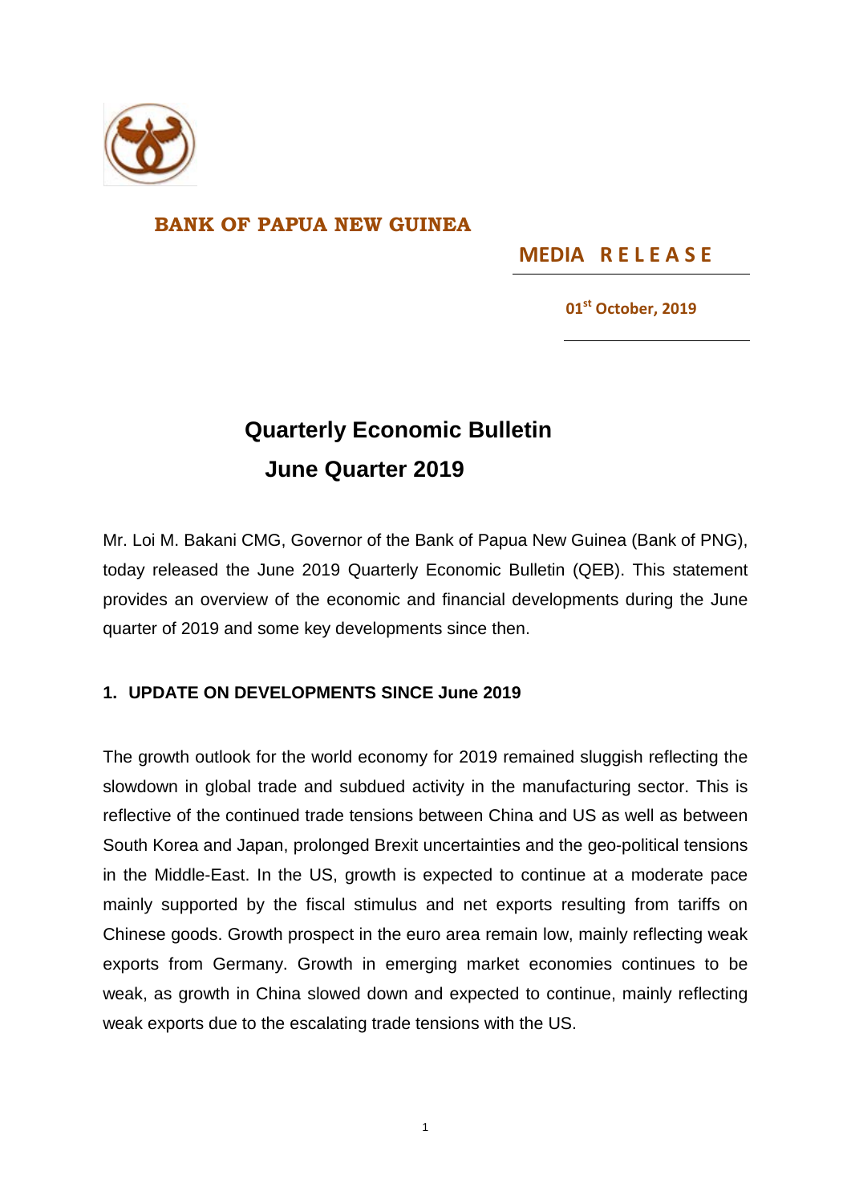**BANK OF PAPUA NEW GUINEA**

**MEDIA RELEASE**

**01st October, 2019**

# Quarterly Economic Bulletin
# June Quarter 2019

Mr. Loi M. Bakani CMG, Governor of the Bank of Papua New Guinea (Bank of PNG), today released the June 2019 Quarterly Economic Bulletin (QEB). This statement provides an overview of the economic and financial developments during the June quarter of 2019 and some key developments since then.

## 1. UPDATE ON DEVELOPMENTS SINCE June 2019

The growth outlook for the world economy for 2019 remained sluggish reflecting the slowdown in global trade and subdued activity in the manufacturing sector. This is reflective of the continued trade tensions between China and US as well as between South Korea and Japan, prolonged Brexit uncertainties and the geo-political tensions in the Middle-East. In the US, growth is expected to continue at a moderate pace mainly supported by the fiscal stimulus and net exports resulting from tariffs on Chinese goods. Growth prospect in the euro area remain low, mainly reflecting weak exports from Germany. Growth in emerging market economies continues to be weak, as growth in China slowed down and expected to continue, mainly reflecting weak exports due to the escalating trade tensions with the US.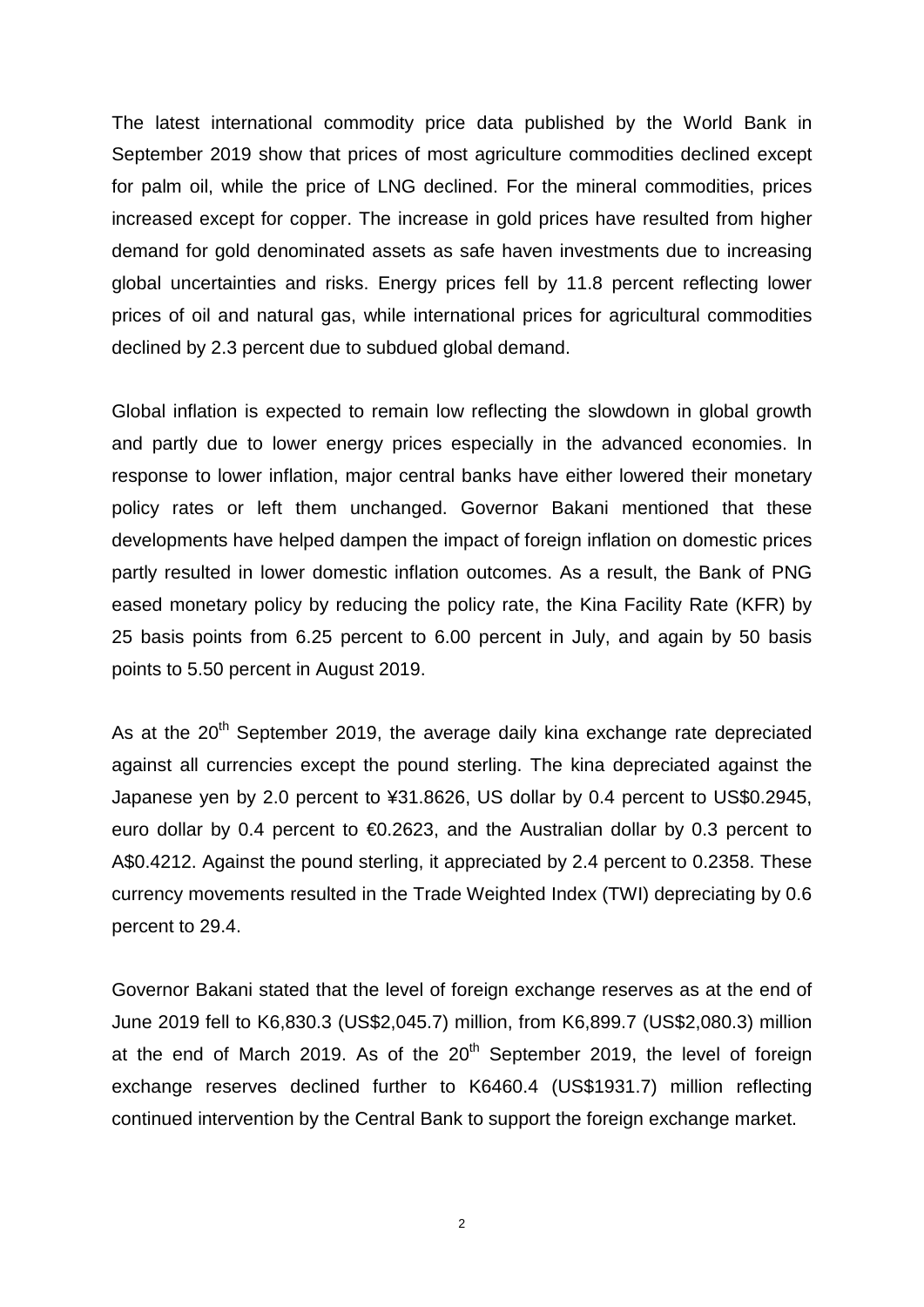The latest international commodity price data published by the World Bank in September 2019 show that prices of most agriculture commodities declined except for palm oil, while the price of LNG declined. For the mineral commodities, prices increased except for copper. The increase in gold prices have resulted from higher demand for gold denominated assets as safe haven investments due to increasing global uncertainties and risks. Energy prices fell by 11.8 percent reflecting lower prices of oil and natural gas, while international prices for agricultural commodities declined by 2.3 percent due to subdued global demand.

Global inflation is expected to remain low reflecting the slowdown in global growth and partly due to lower energy prices especially in the advanced economies. In response to lower inflation, major central banks have either lowered their monetary policy rates or left them unchanged. Governor Bakani mentioned that these developments have helped dampen the impact of foreign inflation on domestic prices partly resulted in lower domestic inflation outcomes. As a result, the Bank of PNG eased monetary policy by reducing the policy rate, the Kina Facility Rate (KFR) by 25 basis points from 6.25 percent to 6.00 percent in July, and again by 50 basis points to 5.50 percent in August 2019.

As at the 20th September 2019, the average daily kina exchange rate depreciated against all currencies except the pound sterling. The kina depreciated against the Japanese yen by 2.0 percent to ¥31.8626, US dollar by 0.4 percent to US$0.2945, euro dollar by 0.4 percent to €0.2623, and the Australian dollar by 0.3 percent to A$0.4212. Against the pound sterling, it appreciated by 2.4 percent to 0.2358. These currency movements resulted in the Trade Weighted Index (TWI) depreciating by 0.6 percent to 29.4.

Governor Bakani stated that the level of foreign exchange reserves as at the end of June 2019 fell to K6,830.3 (US$2,045.7) million, from K6,899.7 (US$2,080.3) million at the end of March 2019. As of the 20th September 2019, the level of foreign exchange reserves declined further to K6460.4 (US$1931.7) million reflecting continued intervention by the Central Bank to support the foreign exchange market.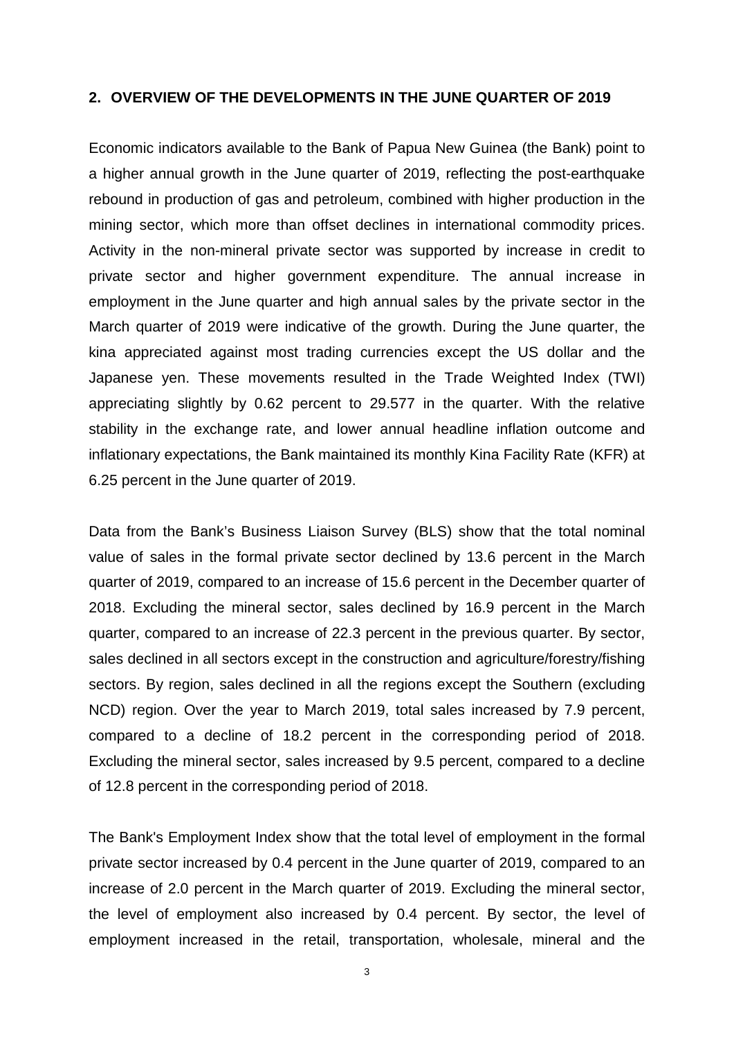## 2. OVERVIEW OF THE DEVELOPMENTS IN THE JUNE QUARTER OF 2019

Economic indicators available to the Bank of Papua New Guinea (the Bank) point to a higher annual growth in the June quarter of 2019, reflecting the post-earthquake rebound in production of gas and petroleum, combined with higher production in the mining sector, which more than offset declines in international commodity prices. Activity in the non-mineral private sector was supported by increase in credit to private sector and higher government expenditure. The annual increase in employment in the June quarter and high annual sales by the private sector in the March quarter of 2019 were indicative of the growth. During the June quarter, the kina appreciated against most trading currencies except the US dollar and the Japanese yen. These movements resulted in the Trade Weighted Index (TWI) appreciating slightly by 0.62 percent to 29.577 in the quarter. With the relative stability in the exchange rate, and lower annual headline inflation outcome and inflationary expectations, the Bank maintained its monthly Kina Facility Rate (KFR) at 6.25 percent in the June quarter of 2019.

Data from the Bank's Business Liaison Survey (BLS) show that the total nominal value of sales in the formal private sector declined by 13.6 percent in the March quarter of 2019, compared to an increase of 15.6 percent in the December quarter of 2018. Excluding the mineral sector, sales declined by 16.9 percent in the March quarter, compared to an increase of 22.3 percent in the previous quarter. By sector, sales declined in all sectors except in the construction and agriculture/forestry/fishing sectors. By region, sales declined in all the regions except the Southern (excluding NCD) region. Over the year to March 2019, total sales increased by 7.9 percent, compared to a decline of 18.2 percent in the corresponding period of 2018. Excluding the mineral sector, sales increased by 9.5 percent, compared to a decline of 12.8 percent in the corresponding period of 2018.

The Bank's Employment Index show that the total level of employment in the formal private sector increased by 0.4 percent in the June quarter of 2019, compared to an increase of 2.0 percent in the March quarter of 2019. Excluding the mineral sector, the level of employment also increased by 0.4 percent. By sector, the level of employment increased in the retail, transportation, wholesale, mineral and the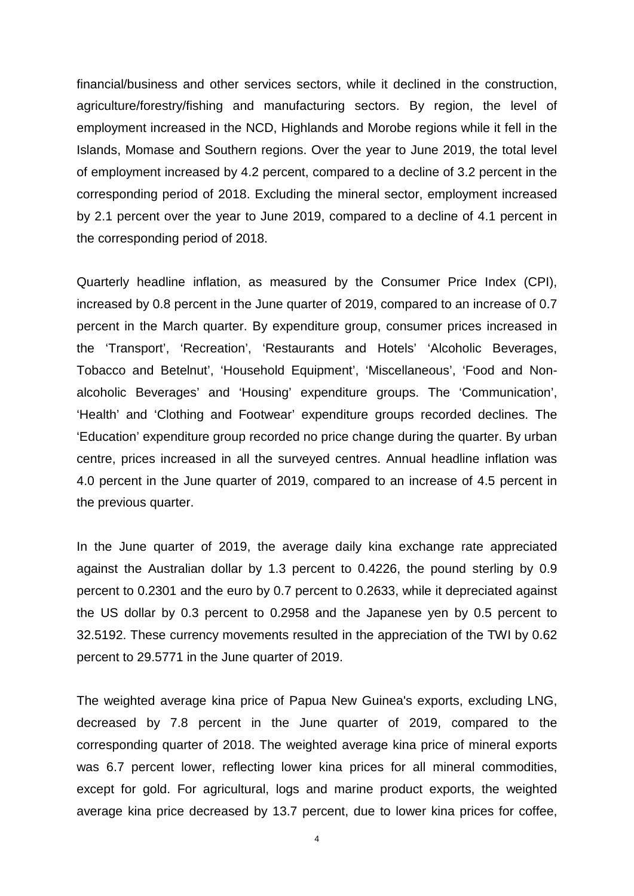financial/business and other services sectors, while it declined in the construction, agriculture/forestry/fishing and manufacturing sectors. By region, the level of employment increased in the NCD, Highlands and Morobe regions while it fell in the Islands, Momase and Southern regions. Over the year to June 2019, the total level of employment increased by 4.2 percent, compared to a decline of 3.2 percent in the corresponding period of 2018. Excluding the mineral sector, employment increased by 2.1 percent over the year to June 2019, compared to a decline of 4.1 percent in the corresponding period of 2018.

Quarterly headline inflation, as measured by the Consumer Price Index (CPI), increased by 0.8 percent in the June quarter of 2019, compared to an increase of 0.7 percent in the March quarter. By expenditure group, consumer prices increased in the 'Transport', 'Recreation', 'Restaurants and Hotels' 'Alcoholic Beverages, Tobacco and Betelnut', 'Household Equipment', 'Miscellaneous', 'Food and Non-alcoholic Beverages' and 'Housing' expenditure groups. The 'Communication', 'Health' and 'Clothing and Footwear' expenditure groups recorded declines. The 'Education' expenditure group recorded no price change during the quarter. By urban centre, prices increased in all the surveyed centres. Annual headline inflation was 4.0 percent in the June quarter of 2019, compared to an increase of 4.5 percent in the previous quarter.

In the June quarter of 2019, the average daily kina exchange rate appreciated against the Australian dollar by 1.3 percent to 0.4226, the pound sterling by 0.9 percent to 0.2301 and the euro by 0.7 percent to 0.2633, while it depreciated against the US dollar by 0.3 percent to 0.2958 and the Japanese yen by 0.5 percent to 32.5192. These currency movements resulted in the appreciation of the TWI by 0.62 percent to 29.5771 in the June quarter of 2019.

The weighted average kina price of Papua New Guinea's exports, excluding LNG, decreased by 7.8 percent in the June quarter of 2019, compared to the corresponding quarter of 2018. The weighted average kina price of mineral exports was 6.7 percent lower, reflecting lower kina prices for all mineral commodities, except for gold. For agricultural, logs and marine product exports, the weighted average kina price decreased by 13.7 percent, due to lower kina prices for coffee,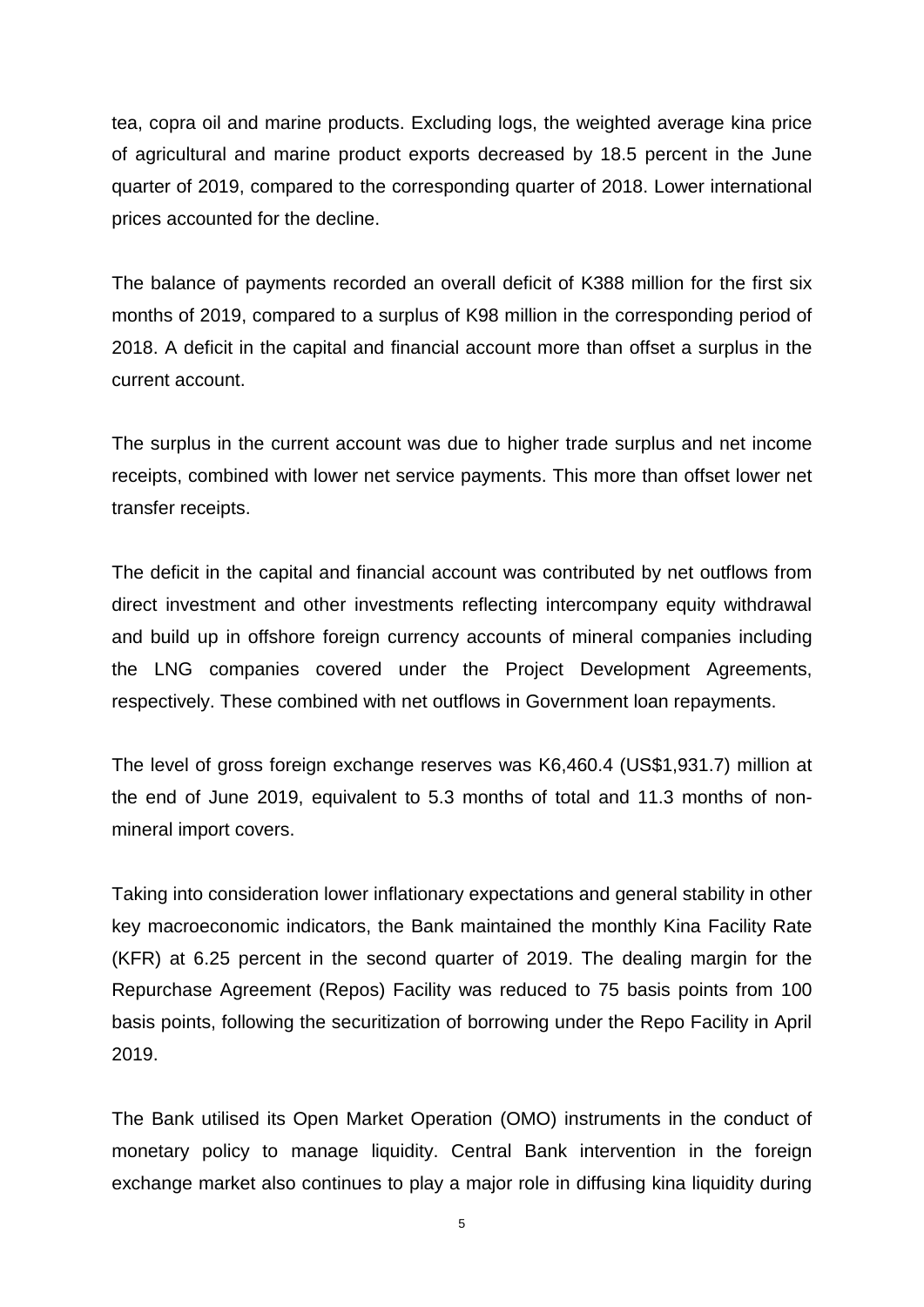tea, copra oil and marine products. Excluding logs, the weighted average kina price of agricultural and marine product exports decreased by 18.5 percent in the June quarter of 2019, compared to the corresponding quarter of 2018. Lower international prices accounted for the decline.

The balance of payments recorded an overall deficit of K388 million for the first six months of 2019, compared to a surplus of K98 million in the corresponding period of 2018. A deficit in the capital and financial account more than offset a surplus in the current account.

The surplus in the current account was due to higher trade surplus and net income receipts, combined with lower net service payments. This more than offset lower net transfer receipts.

The deficit in the capital and financial account was contributed by net outflows from direct investment and other investments reflecting intercompany equity withdrawal and build up in offshore foreign currency accounts of mineral companies including the LNG companies covered under the Project Development Agreements, respectively. These combined with net outflows in Government loan repayments.

The level of gross foreign exchange reserves was K6,460.4 (US$1,931.7) million at the end of June 2019, equivalent to 5.3 months of total and 11.3 months of non-mineral import covers.

Taking into consideration lower inflationary expectations and general stability in other key macroeconomic indicators, the Bank maintained the monthly Kina Facility Rate (KFR) at 6.25 percent in the second quarter of 2019. The dealing margin for the Repurchase Agreement (Repos) Facility was reduced to 75 basis points from 100 basis points, following the securitization of borrowing under the Repo Facility in April 2019.

The Bank utilised its Open Market Operation (OMO) instruments in the conduct of monetary policy to manage liquidity. Central Bank intervention in the foreign exchange market also continues to play a major role in diffusing kina liquidity during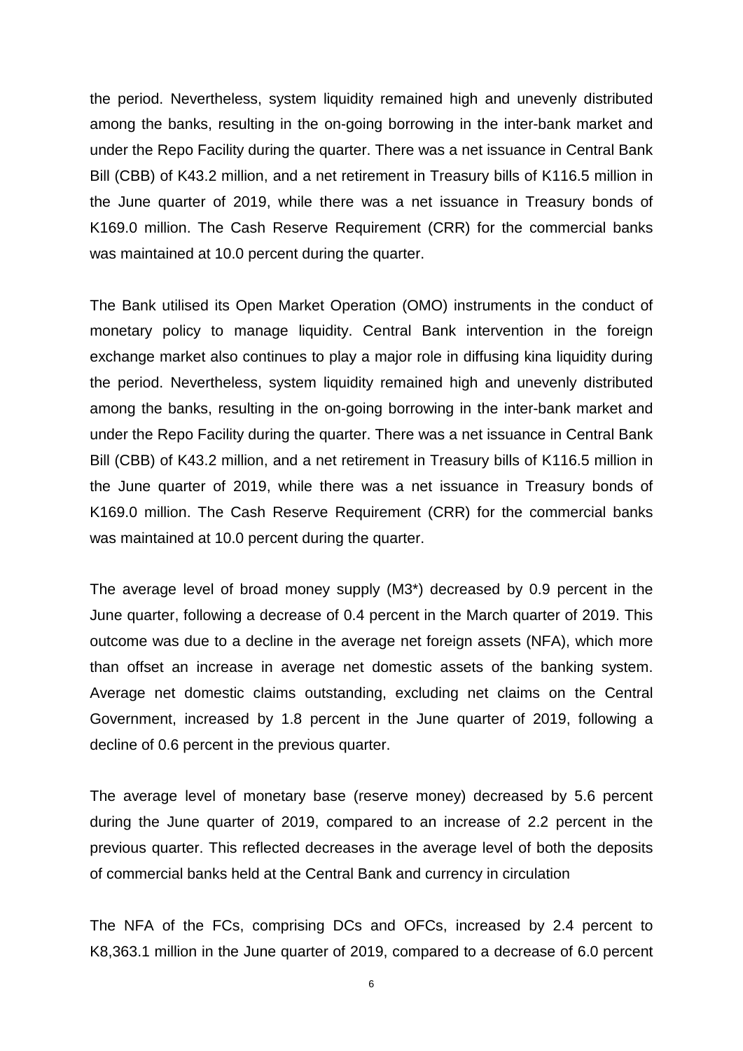the period. Nevertheless, system liquidity remained high and unevenly distributed among the banks, resulting in the on-going borrowing in the inter-bank market and under the Repo Facility during the quarter. There was a net issuance in Central Bank Bill (CBB) of K43.2 million, and a net retirement in Treasury bills of K116.5 million in the June quarter of 2019, while there was a net issuance in Treasury bonds of K169.0 million. The Cash Reserve Requirement (CRR) for the commercial banks was maintained at 10.0 percent during the quarter.

The Bank utilised its Open Market Operation (OMO) instruments in the conduct of monetary policy to manage liquidity. Central Bank intervention in the foreign exchange market also continues to play a major role in diffusing kina liquidity during the period. Nevertheless, system liquidity remained high and unevenly distributed among the banks, resulting in the on-going borrowing in the inter-bank market and under the Repo Facility during the quarter. There was a net issuance in Central Bank Bill (CBB) of K43.2 million, and a net retirement in Treasury bills of K116.5 million in the June quarter of 2019, while there was a net issuance in Treasury bonds of K169.0 million. The Cash Reserve Requirement (CRR) for the commercial banks was maintained at 10.0 percent during the quarter.

The average level of broad money supply (M3*) decreased by 0.9 percent in the June quarter, following a decrease of 0.4 percent in the March quarter of 2019. This outcome was due to a decline in the average net foreign assets (NFA), which more than offset an increase in average net domestic assets of the banking system. Average net domestic claims outstanding, excluding net claims on the Central Government, increased by 1.8 percent in the June quarter of 2019, following a decline of 0.6 percent in the previous quarter.

The average level of monetary base (reserve money) decreased by 5.6 percent during the June quarter of 2019, compared to an increase of 2.2 percent in the previous quarter. This reflected decreases in the average level of both the deposits of commercial banks held at the Central Bank and currency in circulation

The NFA of the FCs, comprising DCs and OFCs, increased by 2.4 percent to K8,363.1 million in the June quarter of 2019, compared to a decrease of 6.0 percent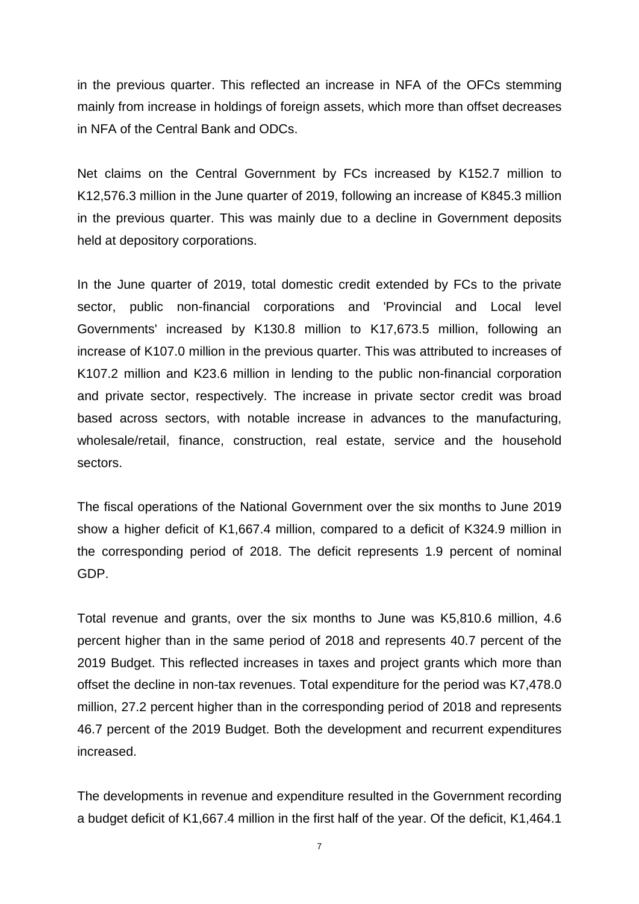in the previous quarter. This reflected an increase in NFA of the OFCs stemming mainly from increase in holdings of foreign assets, which more than offset decreases in NFA of the Central Bank and ODCs.

Net claims on the Central Government by FCs increased by K152.7 million to K12,576.3 million in the June quarter of 2019, following an increase of K845.3 million in the previous quarter. This was mainly due to a decline in Government deposits held at depository corporations.

In the June quarter of 2019, total domestic credit extended by FCs to the private sector, public non-financial corporations and 'Provincial and Local level Governments' increased by K130.8 million to K17,673.5 million, following an increase of K107.0 million in the previous quarter. This was attributed to increases of K107.2 million and K23.6 million in lending to the public non-financial corporation and private sector, respectively. The increase in private sector credit was broad based across sectors, with notable increase in advances to the manufacturing, wholesale/retail, finance, construction, real estate, service and the household sectors.

The fiscal operations of the National Government over the six months to June 2019 show a higher deficit of K1,667.4 million, compared to a deficit of K324.9 million in the corresponding period of 2018. The deficit represents 1.9 percent of nominal GDP.

Total revenue and grants, over the six months to June was K5,810.6 million, 4.6 percent higher than in the same period of 2018 and represents 40.7 percent of the 2019 Budget. This reflected increases in taxes and project grants which more than offset the decline in non-tax revenues. Total expenditure for the period was K7,478.0 million, 27.2 percent higher than in the corresponding period of 2018 and represents 46.7 percent of the 2019 Budget. Both the development and recurrent expenditures increased.

The developments in revenue and expenditure resulted in the Government recording a budget deficit of K1,667.4 million in the first half of the year. Of the deficit, K1,464.1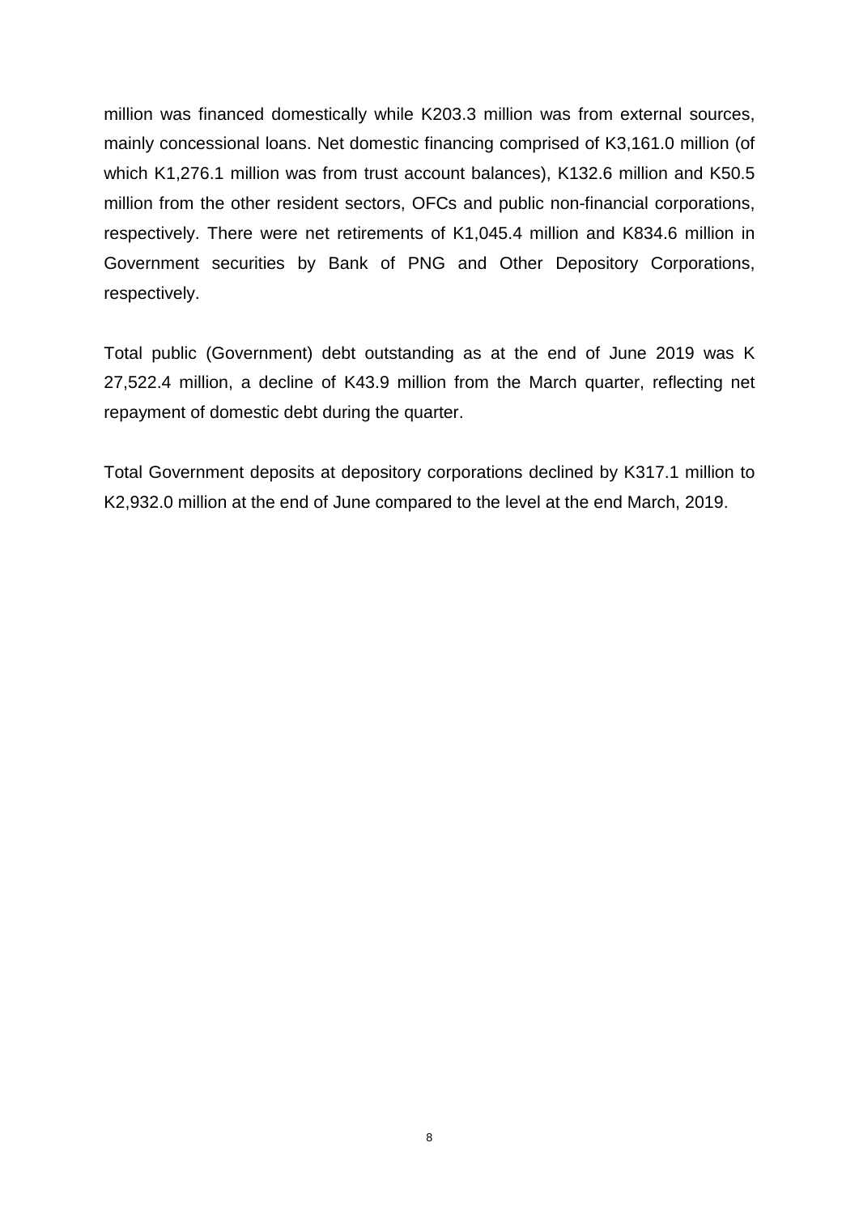million was financed domestically while K203.3 million was from external sources, mainly concessional loans. Net domestic financing comprised of K3,161.0 million (of which K1,276.1 million was from trust account balances), K132.6 million and K50.5 million from the other resident sectors, OFCs and public non-financial corporations, respectively. There were net retirements of K1,045.4 million and K834.6 million in Government securities by Bank of PNG and Other Depository Corporations, respectively.

Total public (Government) debt outstanding as at the end of June 2019 was K 27,522.4 million, a decline of K43.9 million from the March quarter, reflecting net repayment of domestic debt during the quarter.

Total Government deposits at depository corporations declined by K317.1 million to K2,932.0 million at the end of June compared to the level at the end March, 2019.